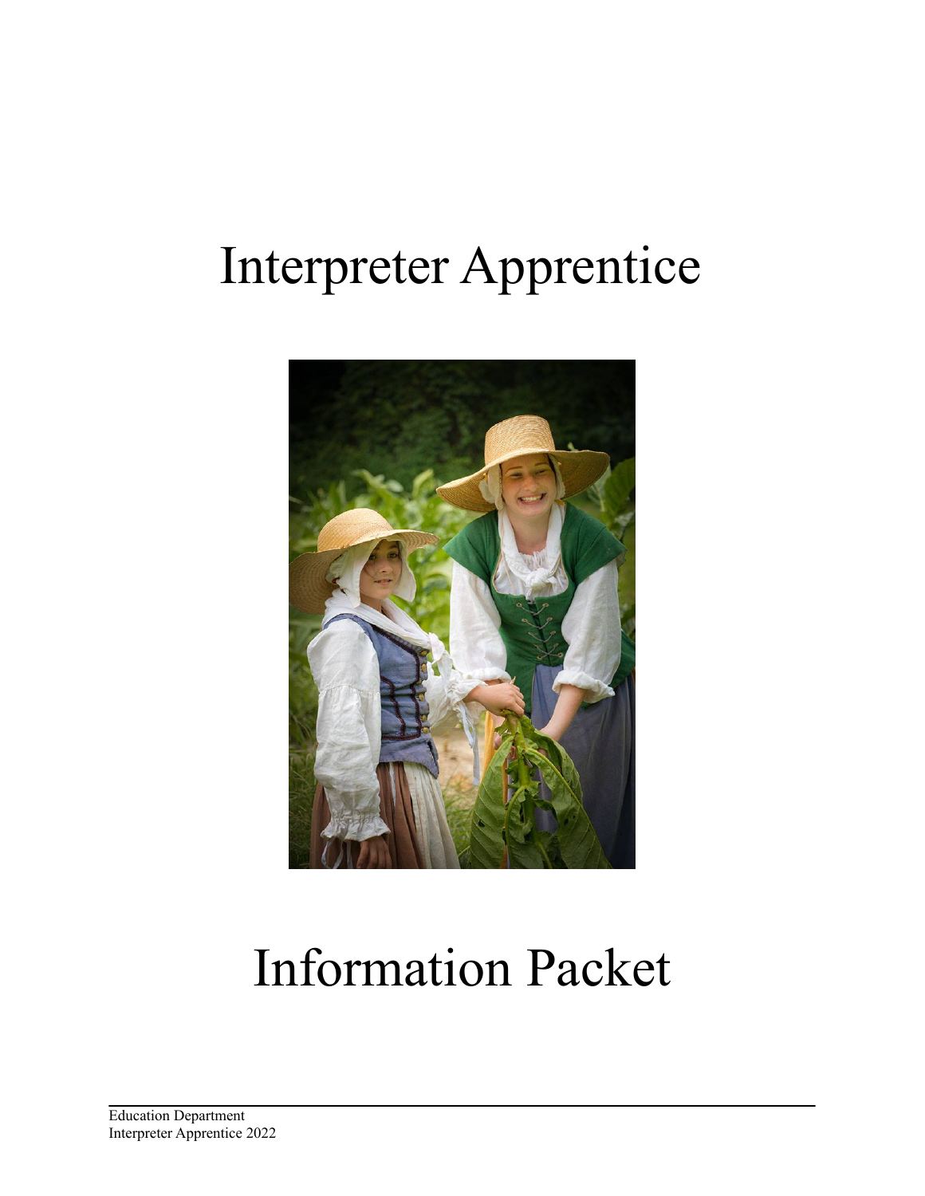# Interpreter Apprentice

# Information Packet

Education Department
Interpreter Apprentice 2022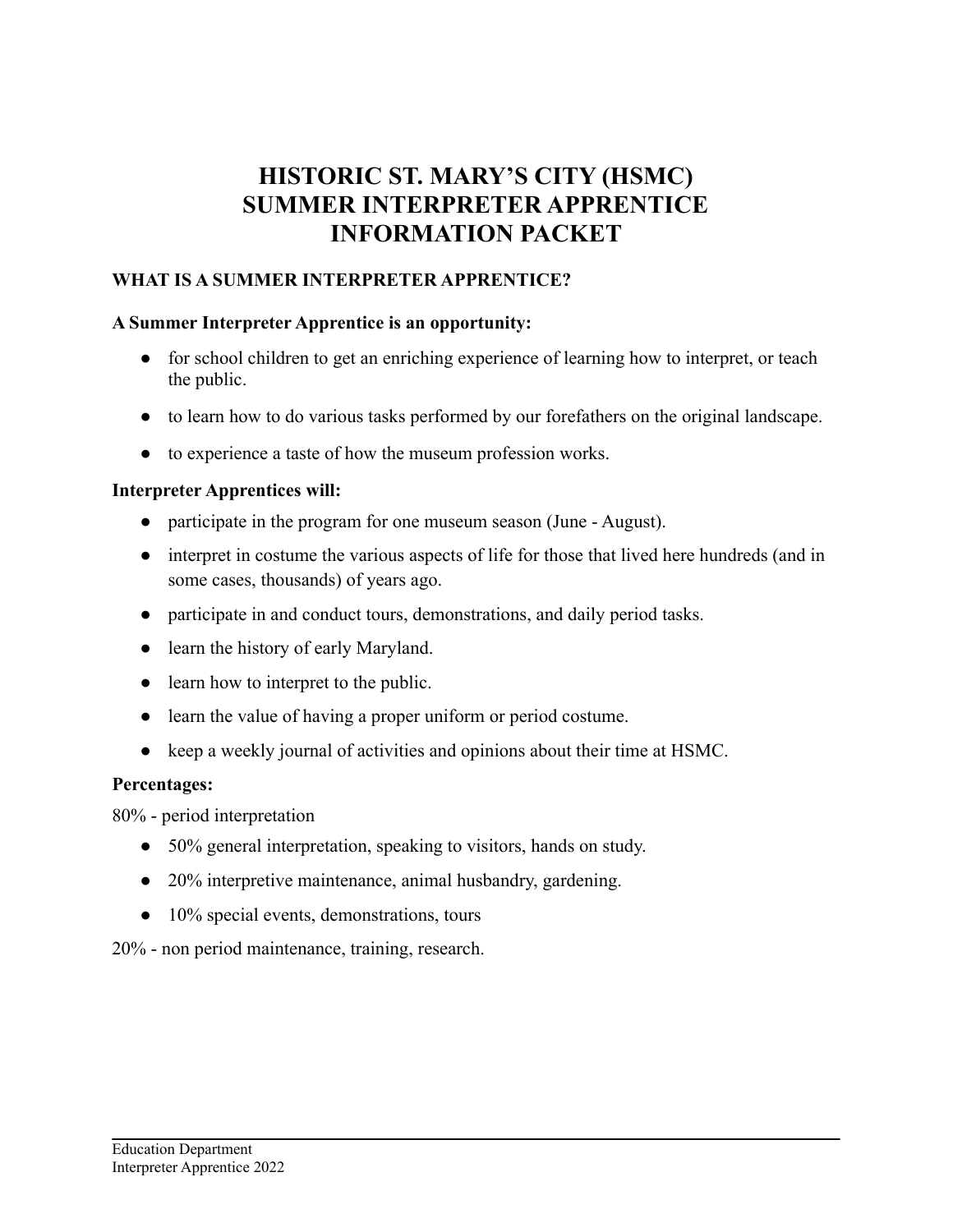# HISTORIC ST. MARY'S CITY (HSMC)
# SUMMER INTERPRETER APPRENTICE
# INFORMATION PACKET

## WHAT IS A SUMMER INTERPRETER APPRENTICE?

**A Summer Interpreter Apprentice is an opportunity:**

- for school children to get an enriching experience of learning how to interpret, or teach the public.
- to learn how to do various tasks performed by our forefathers on the original landscape.
- to experience a taste of how the museum profession works.

**Interpreter Apprentices will:**

- participate in the program for one museum season (June - August).
- interpret in costume the various aspects of life for those that lived here hundreds (and in some cases, thousands) of years ago.
- participate in and conduct tours, demonstrations, and daily period tasks.
- learn the history of early Maryland.
- learn how to interpret to the public.
- learn the value of having a proper uniform or period costume.
- keep a weekly journal of activities and opinions about their time at HSMC.

**Percentages:**

80% - period interpretation

- 50% general interpretation, speaking to visitors, hands on study.
- 20% interpretive maintenance, animal husbandry, gardening.
- 10% special events, demonstrations, tours

20% - non period maintenance, training, research.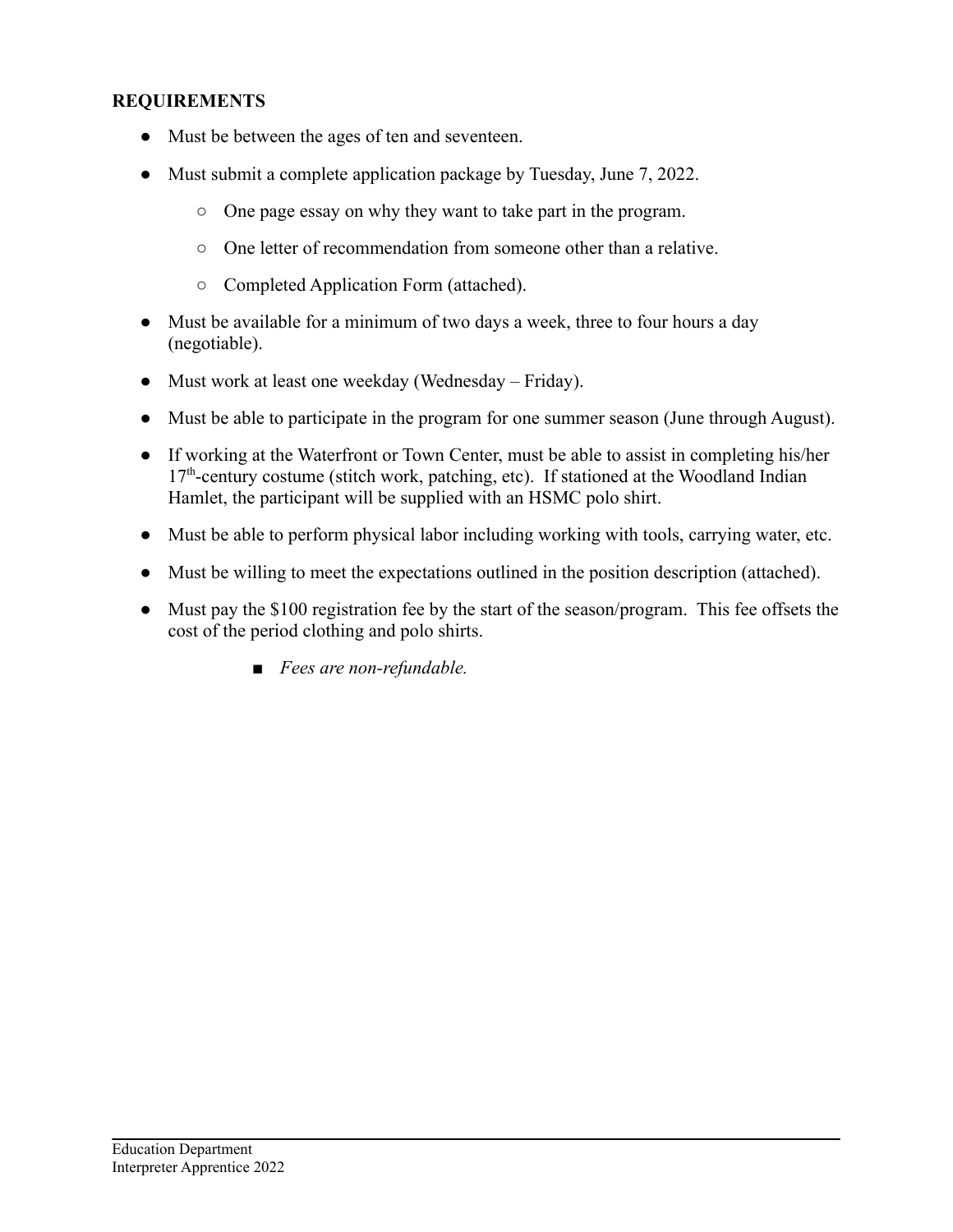**REQUIREMENTS**

- Must be between the ages of ten and seventeen.
- Must submit a complete application package by Tuesday, June 7, 2022.
  - One page essay on why they want to take part in the program.
  - One letter of recommendation from someone other than a relative.
  - Completed Application Form (attached).
- Must be available for a minimum of two days a week, three to four hours a day (negotiable).
- Must work at least one weekday (Wednesday – Friday).
- Must be able to participate in the program for one summer season (June through August).
- If working at the Waterfront or Town Center, must be able to assist in completing his/her 17th-century costume (stitch work, patching, etc). If stationed at the Woodland Indian Hamlet, the participant will be supplied with an HSMC polo shirt.
- Must be able to perform physical labor including working with tools, carrying water, etc.
- Must be willing to meet the expectations outlined in the position description (attached).
- Must pay the $100 registration fee by the start of the season/program. This fee offsets the cost of the period clothing and polo shirts.
  - *Fees are non-refundable.*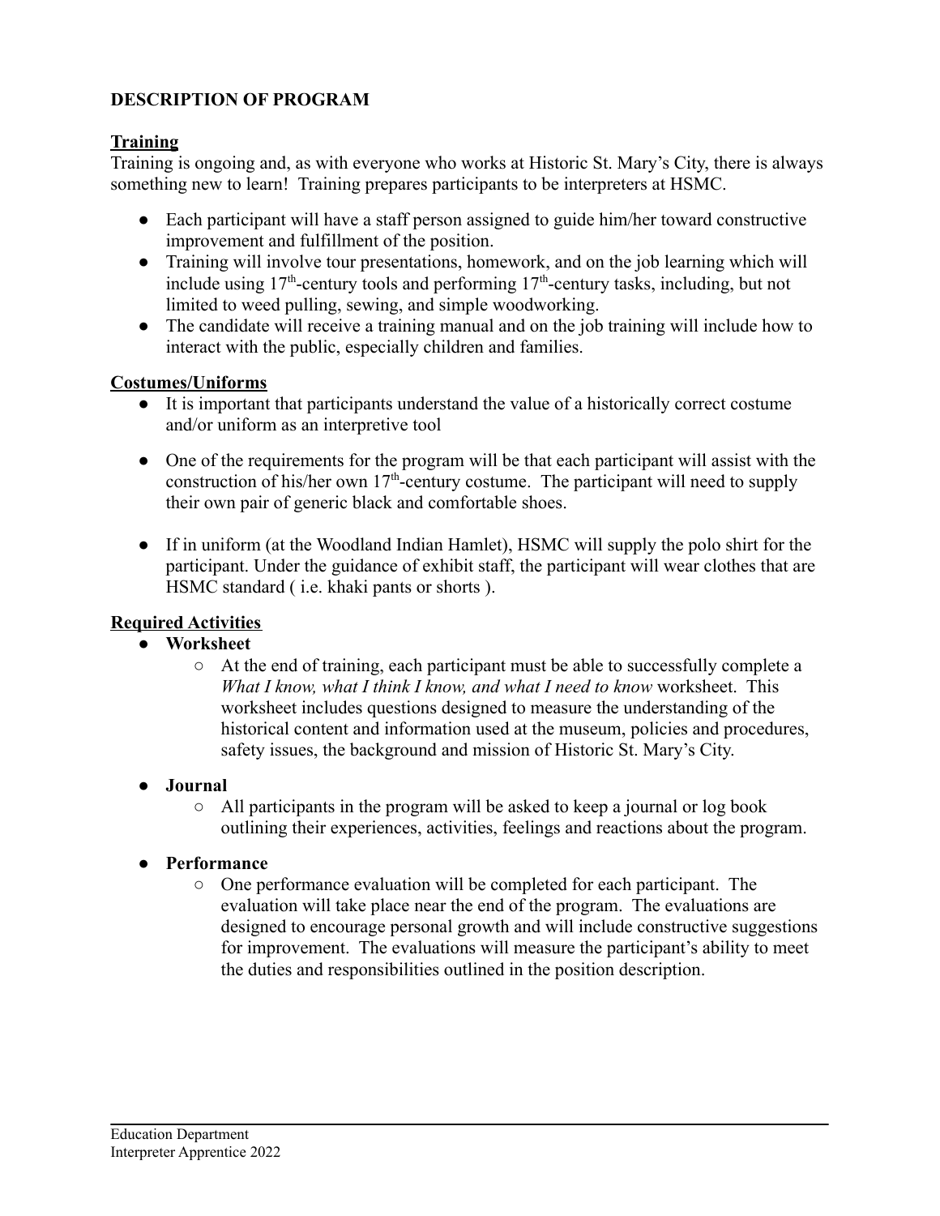**DESCRIPTION OF PROGRAM**

**Training**

Training is ongoing and, as with everyone who works at Historic St. Mary's City, there is always something new to learn! Training prepares participants to be interpreters at HSMC.

- Each participant will have a staff person assigned to guide him/her toward constructive improvement and fulfillment of the position.
- Training will involve tour presentations, homework, and on the job learning which will include using 17th-century tools and performing 17th-century tasks, including, but not limited to weed pulling, sewing, and simple woodworking.
- The candidate will receive a training manual and on the job training will include how to interact with the public, especially children and families.

**Costumes/Uniforms**

- It is important that participants understand the value of a historically correct costume and/or uniform as an interpretive tool
- One of the requirements for the program will be that each participant will assist with the construction of his/her own 17th-century costume. The participant will need to supply their own pair of generic black and comfortable shoes.
- If in uniform (at the Woodland Indian Hamlet), HSMC will supply the polo shirt for the participant. Under the guidance of exhibit staff, the participant will wear clothes that are HSMC standard ( i.e. khaki pants or shorts ).

**Required Activities**

- **Worksheet**
  - At the end of training, each participant must be able to successfully complete a *What I know, what I think I know, and what I need to know* worksheet. This worksheet includes questions designed to measure the understanding of the historical content and information used at the museum, policies and procedures, safety issues, the background and mission of Historic St. Mary's City.
- **Journal**
  - All participants in the program will be asked to keep a journal or log book outlining their experiences, activities, feelings and reactions about the program.
- **Performance**
  - One performance evaluation will be completed for each participant. The evaluation will take place near the end of the program. The evaluations are designed to encourage personal growth and will include constructive suggestions for improvement. The evaluations will measure the participant's ability to meet the duties and responsibilities outlined in the position description.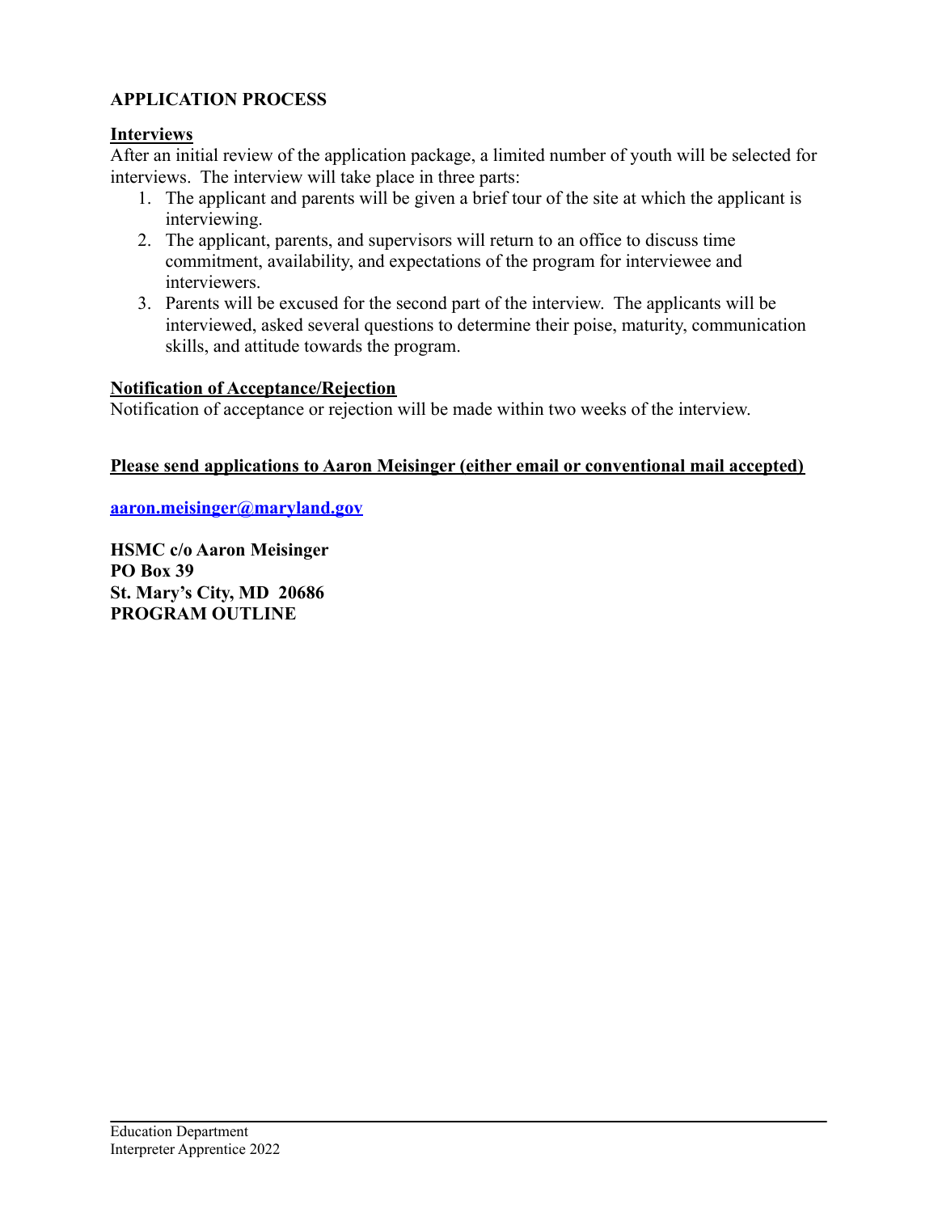**APPLICATION PROCESS**

**Interviews**

After an initial review of the application package, a limited number of youth will be selected for interviews. The interview will take place in three parts:

1. The applicant and parents will be given a brief tour of the site at which the applicant is interviewing.
2. The applicant, parents, and supervisors will return to an office to discuss time commitment, availability, and expectations of the program for interviewee and interviewers.
3. Parents will be excused for the second part of the interview. The applicants will be interviewed, asked several questions to determine their poise, maturity, communication skills, and attitude towards the program.

**Notification of Acceptance/Rejection**

Notification of acceptance or rejection will be made within two weeks of the interview.

**Please send applications to Aaron Meisinger (either email or conventional mail accepted)**

**aaron.meisinger@maryland.gov**

**HSMC c/o Aaron Meisinger**
**PO Box 39**
**St. Mary's City, MD 20686**
**PROGRAM OUTLINE**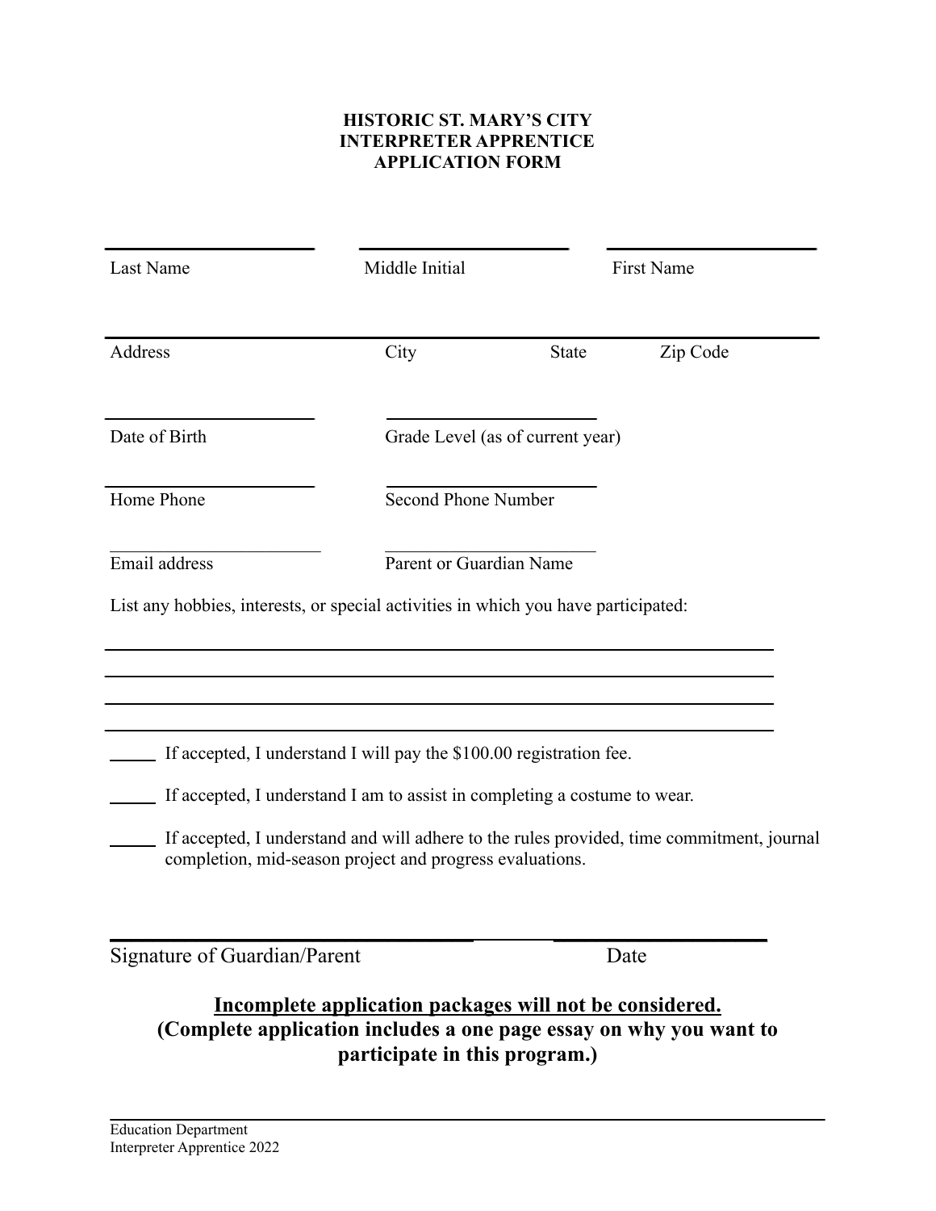# HISTORIC ST. MARY'S CITY
# INTERPRETER APPRENTICE
# APPLICATION FORM

| ______________________ | ______________________ | ______________________ |
|---|---|---|
| Last Name | Middle Initial | First Name |

______________________________________________________________________________

Address City State Zip Code

______________________ ______________________

Date of Birth Grade Level (as of current year)

______________________ ______________________

Home Phone Second Phone Number

______________________ ______________________

Email address Parent or Guardian Name

List any hobbies, interests, or special activities in which you have participated:

______________________________________________________________________________

______________________________________________________________________________

______________________________________________________________________________

______________________________________________________________________________

_____ If accepted, I understand I will pay the $100.00 registration fee.

_____ If accepted, I understand I am to assist in completing a costume to wear.

_____ If accepted, I understand and will adhere to the rules provided, time commitment, journal completion, mid-season project and progress evaluations.

______________________________________ ______________________

Signature of Guardian/Parent Date

**<u>Incomplete application packages will not be considered.</u>**
**(Complete application includes a one page essay on why you want to participate in this program.)**

Education Department
Interpreter Apprentice 2022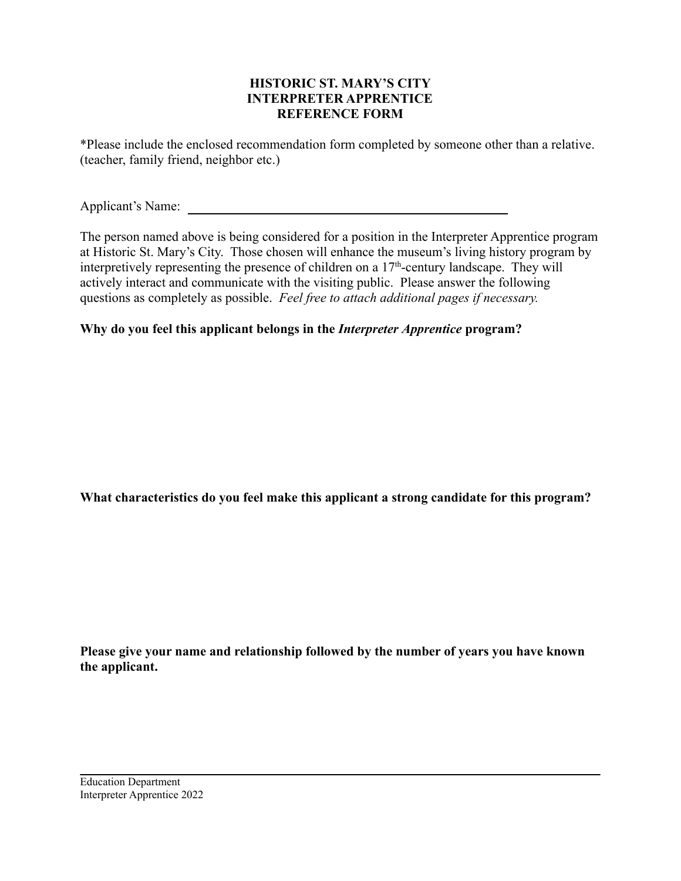**HISTORIC ST. MARY'S CITY**
**INTERPRETER APPRENTICE**
**REFERENCE FORM**

*Please include the enclosed recommendation form completed by someone other than a relative. (teacher, family friend, neighbor etc.)

Applicant's Name: \_\_\_\_\_\_\_\_\_\_\_\_\_\_\_\_\_\_\_\_\_\_\_\_\_\_\_\_\_\_\_\_\_\_\_\_\_\_\_\_\_\_\_\_\_\_

The person named above is being considered for a position in the Interpreter Apprentice program at Historic St. Mary's City. Those chosen will enhance the museum's living history program by interpretively representing the presence of children on a 17th-century landscape. They will actively interact and communicate with the visiting public. Please answer the following questions as completely as possible. *Feel free to attach additional pages if necessary.*

**Why do you feel this applicant belongs in the *Interpreter Apprentice* program?**

**What characteristics do you feel make this applicant a strong candidate for this program?**

**Please give your name and relationship followed by the number of years you have known the applicant.**

Education Department
Interpreter Apprentice 2022